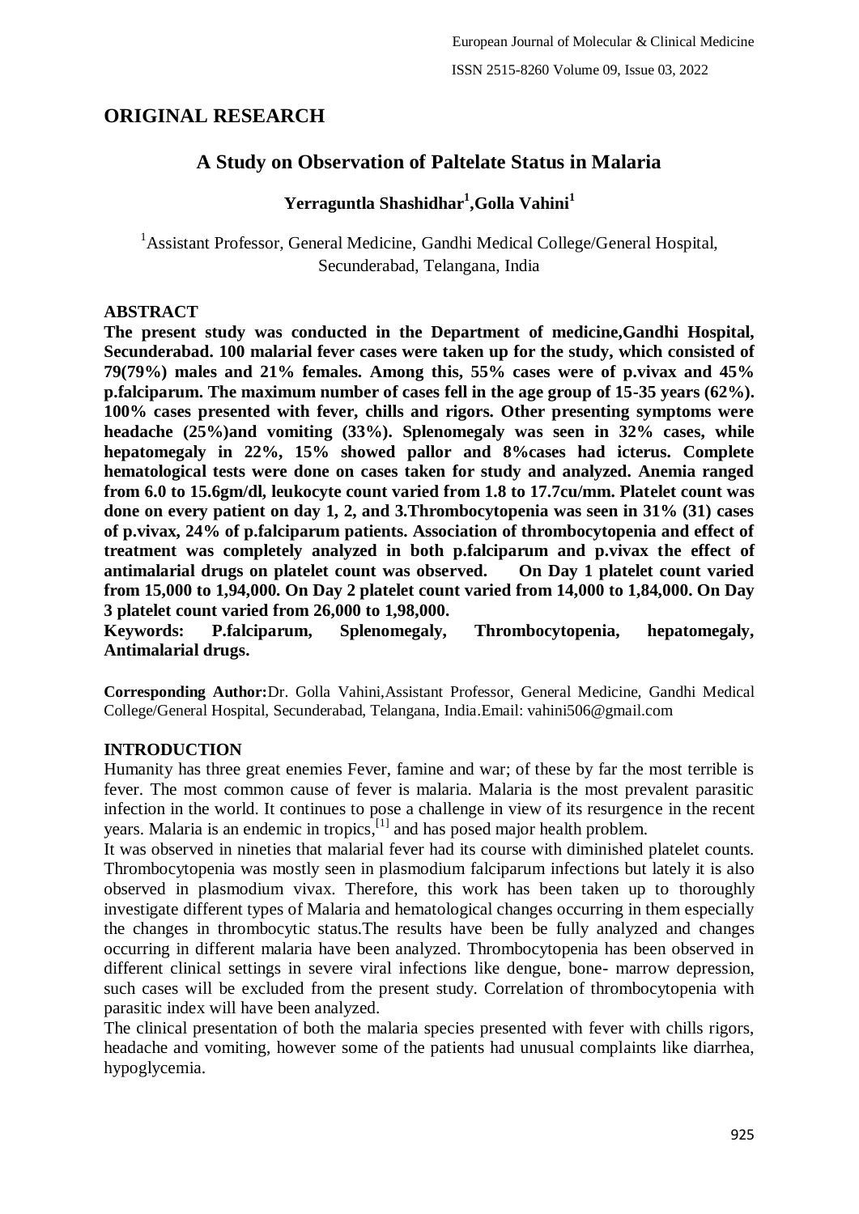## ORIGINAL RESEARCH

# A Study on Observation of Paltelate Status in Malaria

**Yerraguntla Shashidhar[1],Golla Vahini[1]**

[1]Assistant Professor, General Medicine, Gandhi Medical College/General Hospital, Secunderabad, Telangana, India

### ABSTRACT

**The present study was conducted in the Department of medicine,Gandhi Hospital, Secunderabad. 100 malarial fever cases were taken up for the study, which consisted of 79(79%) males and 21% females. Among this, 55% cases were of p.vivax and 45% p.falciparum. The maximum number of cases fell in the age group of 15-35 years (62%). 100% cases presented with fever, chills and rigors. Other presenting symptoms were headache (25%)and vomiting (33%). Splenomegaly was seen in 32% cases, while hepatomegaly in 22%, 15% showed pallor and 8%cases had icterus. Complete hematological tests were done on cases taken for study and analyzed. Anemia ranged from 6.0 to 15.6gm/dl, leukocyte count varied from 1.8 to 17.7cu/mm. Platelet count was done on every patient on day 1, 2, and 3.Thrombocytopenia was seen in 31% (31) cases of p.vivax, 24% of p.falciparum patients. Association of thrombocytopenia and effect of treatment was completely analyzed in both p.falciparum and p.vivax the effect of antimalarial drugs on platelet count was observed. On Day 1 platelet count varied from 15,000 to 1,94,000. On Day 2 platelet count varied from 14,000 to 1,84,000. On Day 3 platelet count varied from 26,000 to 1,98,000.**

**Keywords: P.falciparum, Splenomegaly, Thrombocytopenia, hepatomegaly, Antimalarial drugs.**

**Corresponding Author:**Dr. Golla Vahini,Assistant Professor, General Medicine, Gandhi Medical College/General Hospital, Secunderabad, Telangana, India.Email: vahini506@gmail.com

### INTRODUCTION

Humanity has three great enemies Fever, famine and war; of these by far the most terrible is fever. The most common cause of fever is malaria. Malaria is the most prevalent parasitic infection in the world. It continues to pose a challenge in view of its resurgence in the recent years. Malaria is an endemic in tropics,[1] and has posed major health problem.

It was observed in nineties that malarial fever had its course with diminished platelet counts. Thrombocytopenia was mostly seen in plasmodium falciparum infections but lately it is also observed in plasmodium vivax. Therefore, this work has been taken up to thoroughly investigate different types of Malaria and hematological changes occurring in them especially the changes in thrombocytic status.The results have been be fully analyzed and changes occurring in different malaria have been analyzed. Thrombocytopenia has been observed in different clinical settings in severe viral infections like dengue, bone- marrow depression, such cases will be excluded from the present study. Correlation of thrombocytopenia with parasitic index will have been analyzed.

The clinical presentation of both the malaria species presented with fever with chills rigors, headache and vomiting, however some of the patients had unusual complaints like diarrhea, hypoglycemia.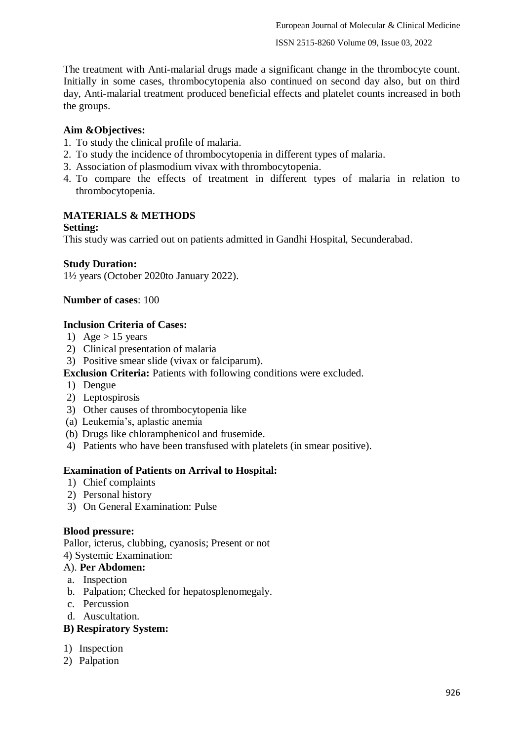The treatment with Anti-malarial drugs made a significant change in the thrombocyte count. Initially in some cases, thrombocytopenia also continued on second day also, but on third day, Anti-malarial treatment produced beneficial effects and platelet counts increased in both the groups.

**Aim &Objectives:**

1. To study the clinical profile of malaria.
2. To study the incidence of thrombocytopenia in different types of malaria.
3. Association of plasmodium vivax with thrombocytopenia.
4. To compare the effects of treatment in different types of malaria in relation to thrombocytopenia.

## MATERIALS & METHODS

**Setting:**

This study was carried out on patients admitted in Gandhi Hospital, Secunderabad.

**Study Duration:**

1½ years (October 2020to January 2022).

**Number of cases**: 100

**Inclusion Criteria of Cases:**

1) Age > 15 years
2) Clinical presentation of malaria
3) Positive smear slide (vivax or falciparum).

**Exclusion Criteria:** Patients with following conditions were excluded.

1) Dengue
2) Leptospirosis
3) Other causes of thrombocytopenia like
   (a) Leukemia's, aplastic anemia
   (b) Drugs like chloramphenicol and frusemide.
4) Patients who have been transfused with platelets (in smear positive).

**Examination of Patients on Arrival to Hospital:**

1) Chief complaints
2) Personal history
3) On General Examination: Pulse

**Blood pressure:**

Pallor, icterus, clubbing, cyanosis; Present or not

4) Systemic Examination:

A). **Per Abdomen:**

a. Inspection
b. Palpation; Checked for hepatosplenomegaly.
c. Percussion
d. Auscultation.

**B) Respiratory System:**

1) Inspection
2) Palpation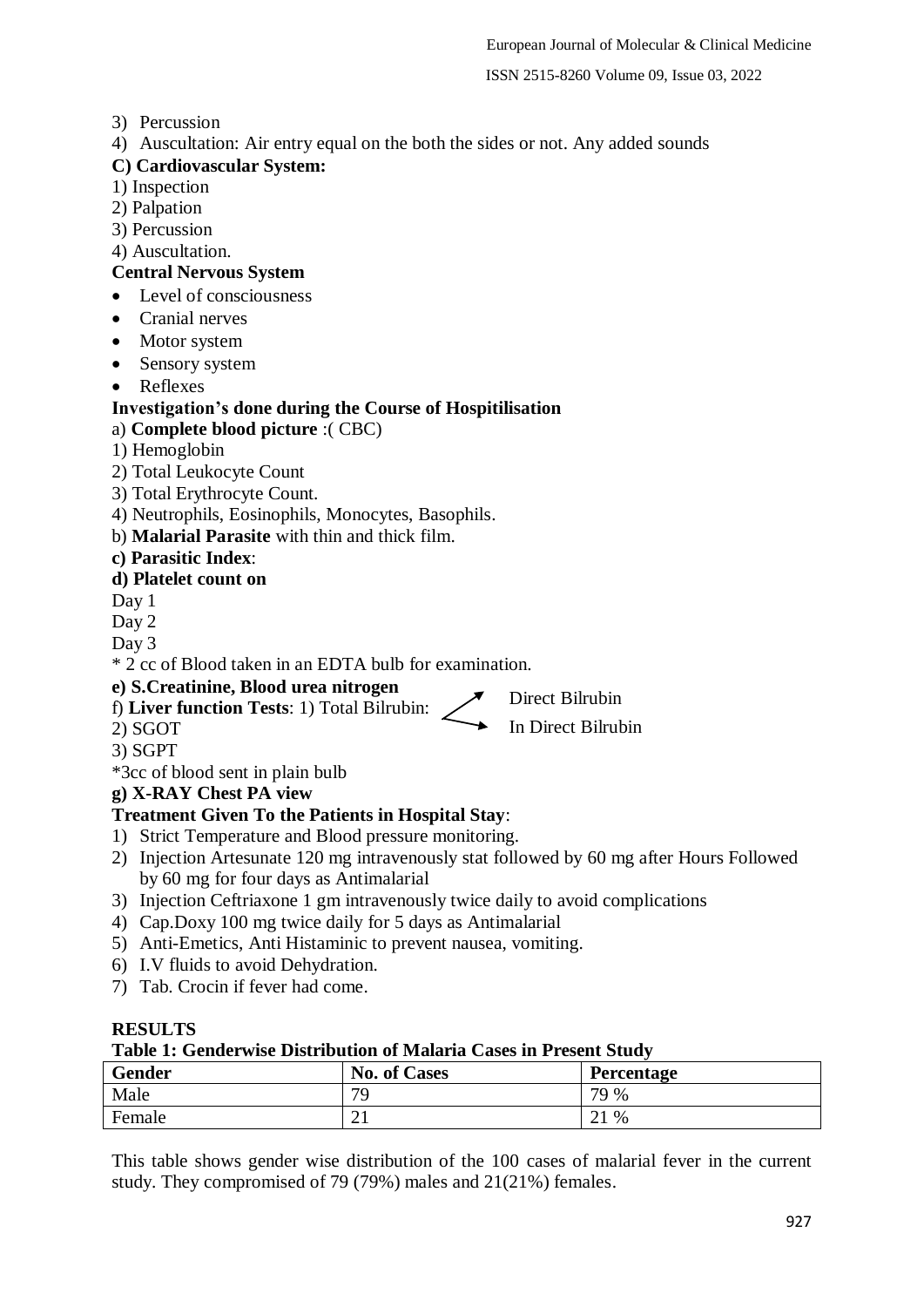3) Percussion
4) Auscultation: Air entry equal on the both the sides or not. Any added sounds

**C) Cardiovascular System:**

1) Inspection
2) Palpation
3) Percussion
4) Auscultation.

**Central Nervous System**

- Level of consciousness
- Cranial nerves
- Motor system
- Sensory system
- Reflexes

**Investigation's done during the Course of Hospitilisation**

a) **Complete blood picture** :( CBC)

1) Hemoglobin
2) Total Leukocyte Count
3) Total Erythrocyte Count.
4) Neutrophils, Eosinophils, Monocytes, Basophils.

b) **Malarial Parasite** with thin and thick film.

**c) Parasitic Index**:

**d) Platelet count on**

Day 1

Day 2

Day 3

* 2 cc of Blood taken in an EDTA bulb for examination.

**e) S.Creatinine, Blood urea nitrogen**

f) **Liver function Tests**: 1) Total Bilrubin: → Direct Bilrubin, In Direct Bilrubin

2) SGOT

3) SGPT

*3cc of blood sent in plain bulb

**g) X-RAY Chest PA view**

**Treatment Given To the Patients in Hospital Stay**:

1) Strict Temperature and Blood pressure monitoring.
2) Injection Artesunate 120 mg intravenously stat followed by 60 mg after Hours Followed by 60 mg for four days as Antimalarial
3) Injection Ceftriaxone 1 gm intravenously twice daily to avoid complications
4) Cap.Doxy 100 mg twice daily for 5 days as Antimalarial
5) Anti-Emetics, Anti Histaminic to prevent nausea, vomiting.
6) I.V fluids to avoid Dehydration.
7) Tab. Crocin if fever had come.

## RESULTS

**Table 1: Genderwise Distribution of Malaria Cases in Present Study**

| Gender | No. of Cases | Percentage |
|---|---|---|
| Male | 79 | 79 % |
| Female | 21 | 21 % |

This table shows gender wise distribution of the 100 cases of malarial fever in the current study. They compromised of 79 (79%) males and 21(21%) females.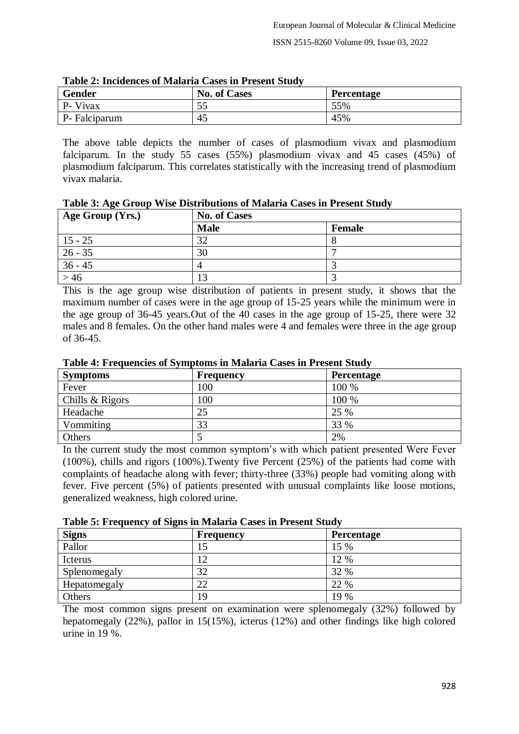**Table 2: Incidences of Malaria Cases in Present Study**

| Gender | No. of Cases | Percentage |
|---|---|---|
| P- Vivax | 55 | 55% |
| P- Falciparum | 45 | 45% |

The above table depicts the number of cases of plasmodium vivax and plasmodium falciparum. In the study 55 cases (55%) plasmodium vivax and 45 cases (45%) of plasmodium falciparum. This correlates statistically with the increasing trend of plasmodium vivax malaria.

**Table 3: Age Group Wise Distributions of Malaria Cases in Present Study**

| Age Group (Yrs.) | No. of Cases | |
|---|---|---|
| | Male | Female |
| 15 - 25 | 32 | 8 |
| 26 - 35 | 30 | 7 |
| 36 - 45 | 4 | 3 |
| > 46 | 13 | 3 |

This is the age group wise distribution of patients in present study, it shows that the maximum number of cases were in the age group of 15-25 years while the minimum were in the age group of 36-45 years.Out of the 40 cases in the age group of 15-25, there were 32 males and 8 females. On the other hand males were 4 and females were three in the age group of 36-45.

**Table 4: Frequencies of Symptoms in Malaria Cases in Present Study**

| Symptoms | Frequency | Percentage |
|---|---|---|
| Fever | 100 | 100 % |
| Chills & Rigors | 100 | 100 % |
| Headache | 25 | 25 % |
| Vommiting | 33 | 33 % |
| Others | 5 | 2% |

In the current study the most common symptom's with which patient presented Were Fever (100%), chills and rigors (100%).Twenty five Percent (25%) of the patients had come with complaints of headache along with fever; thirty-three (33%) people had vomiting along with fever. Five percent (5%) of patients presented with unusual complaints like loose motions, generalized weakness, high colored urine.

**Table 5: Frequency of Signs in Malaria Cases in Present Study**

| Signs | Frequency | Percentage |
|---|---|---|
| Pallor | 15 | 15 % |
| Icterus | 12 | 12 % |
| Splenomegaly | 32 | 32 % |
| Hepatomegaly | 22 | 22 % |
| Others | 19 | 19 % |

The most common signs present on examination were splenomegaly (32%) followed by hepatomegaly (22%), pallor in 15(15%), icterus (12%) and other findings like high colored urine in 19 %.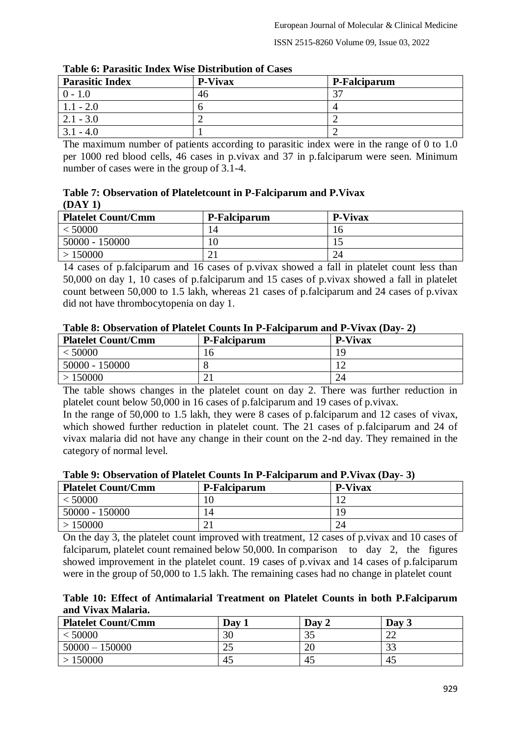**Table 6: Parasitic Index Wise Distribution of Cases**

| Parasitic Index | P-Vivax | P-Falciparum |
|---|---|---|
| 0 - 1.0 | 46 | 37 |
| 1.1 - 2.0 | 6 | 4 |
| 2.1 - 3.0 | 2 | 2 |
| 3.1 - 4.0 | 1 | 2 |

The maximum number of patients according to parasitic index were in the range of 0 to 1.0 per 1000 red blood cells, 46 cases in p.vivax and 37 in p.falciparum were seen. Minimum number of cases were in the group of 3.1-4.

**Table 7: Observation of Plateletcount in P-Falciparum and P.Vivax (DAY 1)**

| Platelet Count/Cmm | P-Falciparum | P-Vivax |
|---|---|---|
| < 50000 | 14 | 16 |
| 50000 - 150000 | 10 | 15 |
| > 150000 | 21 | 24 |

14 cases of p.falciparum and 16 cases of p.vivax showed a fall in platelet count less than 50,000 on day 1, 10 cases of p.falciparum and 15 cases of p.vivax showed a fall in platelet count between 50,000 to 1.5 lakh, whereas 21 cases of p.falciparum and 24 cases of p.vivax did not have thrombocytopenia on day 1.

**Table 8: Observation of Platelet Counts In P-Falciparum and P-Vivax (Day- 2)**

| Platelet Count/Cmm | P-Falciparum | P-Vivax |
|---|---|---|
| < 50000 | 16 | 19 |
| 50000 - 150000 | 8 | 12 |
| > 150000 | 21 | 24 |

The table shows changes in the platelet count on day 2. There was further reduction in platelet count below 50,000 in 16 cases of p.falciparum and 19 cases of p.vivax.

In the range of 50,000 to 1.5 lakh, they were 8 cases of p.falciparum and 12 cases of vivax, which showed further reduction in platelet count. The 21 cases of p.falciparum and 24 of vivax malaria did not have any change in their count on the 2-nd day. They remained in the category of normal level.

**Table 9: Observation of Platelet Counts In P-Falciparum and P.Vivax (Day- 3)**

| Platelet Count/Cmm | P-Falciparum | P-Vivax |
|---|---|---|
| < 50000 | 10 | 12 |
| 50000 - 150000 | 14 | 19 |
| > 150000 | 21 | 24 |

On the day 3, the platelet count improved with treatment, 12 cases of p.vivax and 10 cases of falciparum, platelet count remained below 50,000. In comparison to day 2, the figures showed improvement in the platelet count. 19 cases of p.vivax and 14 cases of p.falciparum were in the group of 50,000 to 1.5 lakh. The remaining cases had no change in platelet count

**Table 10: Effect of Antimalarial Treatment on Platelet Counts in both P.Falciparum and Vivax Malaria.**

| Platelet Count/Cmm | Day 1 | Day 2 | Day 3 |
|---|---|---|---|
| < 50000 | 30 | 35 | 22 |
| 50000 – 150000 | 25 | 20 | 33 |
| > 150000 | 45 | 45 | 45 |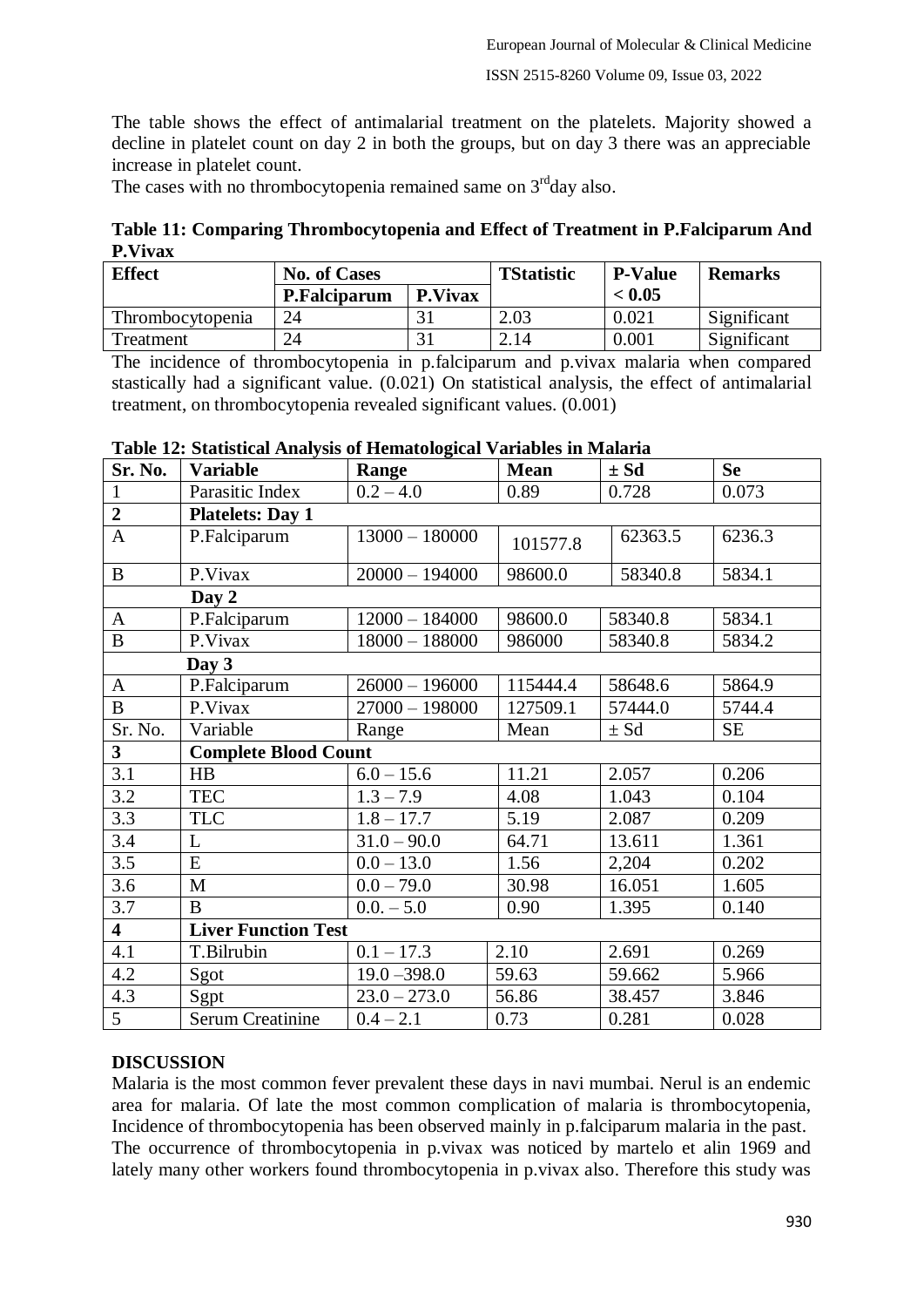The table shows the effect of antimalarial treatment on the platelets. Majority showed a decline in platelet count on day 2 in both the groups, but on day 3 there was an appreciable increase in platelet count.

The cases with no thrombocytopenia remained same on 3rd day also.

**Table 11: Comparing Thrombocytopenia and Effect of Treatment in P.Falciparum And P.Vivax**

| Effect | No. of Cases | | TStatistic | P-Value < 0.05 | Remarks |
|---|---|---|---|---|---|
| | P.Falciparum | P.Vivax | | | |
| Thrombocytopenia | 24 | 31 | 2.03 | 0.021 | Significant |
| Treatment | 24 | 31 | 2.14 | 0.001 | Significant |

The incidence of thrombocytopenia in p.falciparum and p.vivax malaria when compared stastically had a significant value. (0.021) On statistical analysis, the effect of antimalarial treatment, on thrombocytopenia revealed significant values. (0.001)

**Table 12: Statistical Analysis of Hematological Variables in Malaria**

| Sr. No. | Variable | Range | Mean | ± Sd | Se |
|---|---|---|---|---|---|
| 1 | Parasitic Index | 0.2 – 4.0 | 0.89 | 0.728 | 0.073 |
| **2** | **Platelets: Day 1** | | | | |
| A | P.Falciparum | 13000 – 180000 | 101577.8 | 62363.5 | 6236.3 |
| B | P.Vivax | 20000 – 194000 | 98600.0 | 58340.8 | 5834.1 |
| | **Day 2** | | | | |
| A | P.Falciparum | 12000 – 184000 | 98600.0 | 58340.8 | 5834.1 |
| B | P.Vivax | 18000 – 188000 | 986000 | 58340.8 | 5834.2 |
| | **Day 3** | | | | |
| A | P.Falciparum | 26000 – 196000 | 115444.4 | 58648.6 | 5864.9 |
| B | P.Vivax | 27000 – 198000 | 127509.1 | 57444.0 | 5744.4 |
| Sr. No. | Variable | Range | Mean | ± Sd | SE |
| **3** | **Complete Blood Count** | | | | |
| 3.1 | HB | 6.0 – 15.6 | 11.21 | 2.057 | 0.206 |
| 3.2 | TEC | 1.3 – 7.9 | 4.08 | 1.043 | 0.104 |
| 3.3 | TLC | 1.8 – 17.7 | 5.19 | 2.087 | 0.209 |
| 3.4 | L | 31.0 – 90.0 | 64.71 | 13.611 | 1.361 |
| 3.5 | E | 0.0 – 13.0 | 1.56 | 2,204 | 0.202 |
| 3.6 | M | 0.0 – 79.0 | 30.98 | 16.051 | 1.605 |
| 3.7 | B | 0.0. – 5.0 | 0.90 | 1.395 | 0.140 |
| **4** | **Liver Function Test** | | | | |
| 4.1 | T.Bilrubin | 0.1 – 17.3 | 2.10 | 2.691 | 0.269 |
| 4.2 | Sgot | 19.0 –398.0 | 59.63 | 59.662 | 5.966 |
| 4.3 | Sgpt | 23.0 – 273.0 | 56.86 | 38.457 | 3.846 |
| 5 | Serum Creatinine | 0.4 – 2.1 | 0.73 | 0.281 | 0.028 |

## DISCUSSION

Malaria is the most common fever prevalent these days in navi mumbai. Nerul is an endemic area for malaria. Of late the most common complication of malaria is thrombocytopenia, Incidence of thrombocytopenia has been observed mainly in p.falciparum malaria in the past. The occurrence of thrombocytopenia in p.vivax was noticed by martelo et alin 1969 and lately many other workers found thrombocytopenia in p.vivax also. Therefore this study was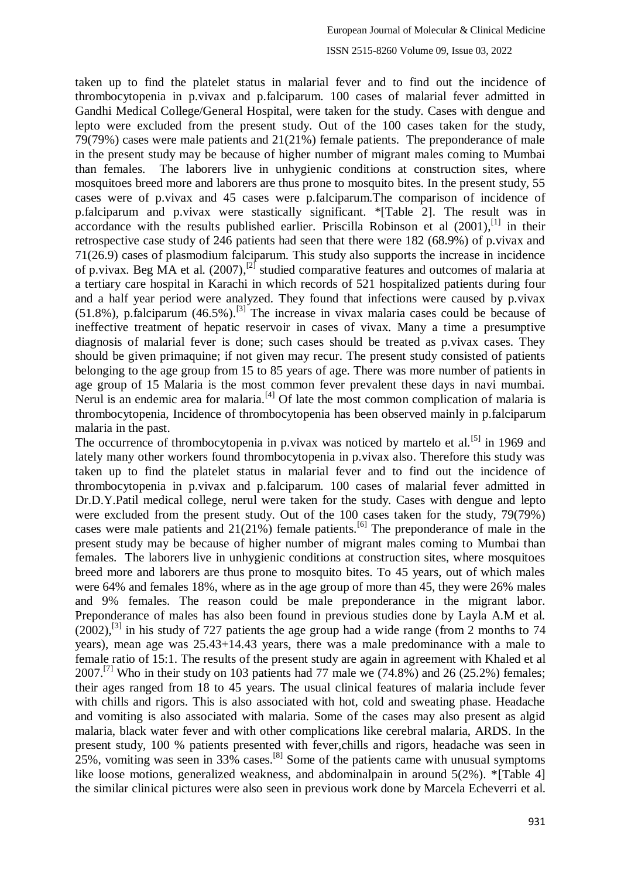taken up to find the platelet status in malarial fever and to find out the incidence of thrombocytopenia in p.vivax and p.falciparum. 100 cases of malarial fever admitted in Gandhi Medical College/General Hospital, were taken for the study. Cases with dengue and lepto were excluded from the present study. Out of the 100 cases taken for the study, 79(79%) cases were male patients and 21(21%) female patients. The preponderance of male in the present study may be because of higher number of migrant males coming to Mumbai than females. The laborers live in unhygienic conditions at construction sites, where mosquitoes breed more and laborers are thus prone to mosquito bites. In the present study, 55 cases were of p.vivax and 45 cases were p.falciparum.The comparison of incidence of p.falciparum and p.vivax were stastically significant. *[Table 2]. The result was in accordance with the results published earlier. Priscilla Robinson et al (2001),[1] in their retrospective case study of 246 patients had seen that there were 182 (68.9%) of p.vivax and 71(26.9) cases of plasmodium falciparum. This study also supports the increase in incidence of p.vivax. Beg MA et al. (2007),[2] studied comparative features and outcomes of malaria at a tertiary care hospital in Karachi in which records of 521 hospitalized patients during four and a half year period were analyzed. They found that infections were caused by p.vivax (51.8%), p.falciparum (46.5%).[3] The increase in vivax malaria cases could be because of ineffective treatment of hepatic reservoir in cases of vivax. Many a time a presumptive diagnosis of malarial fever is done; such cases should be treated as p.vivax cases. They should be given primaquine; if not given may recur. The present study consisted of patients belonging to the age group from 15 to 85 years of age. There was more number of patients in age group of 15 Malaria is the most common fever prevalent these days in navi mumbai. Nerul is an endemic area for malaria.[4] Of late the most common complication of malaria is thrombocytopenia, Incidence of thrombocytopenia has been observed mainly in p.falciparum malaria in the past.

The occurrence of thrombocytopenia in p.vivax was noticed by martelo et al.[5] in 1969 and lately many other workers found thrombocytopenia in p.vivax also. Therefore this study was taken up to find the platelet status in malarial fever and to find out the incidence of thrombocytopenia in p.vivax and p.falciparum. 100 cases of malarial fever admitted in Dr.D.Y.Patil medical college, nerul were taken for the study. Cases with dengue and lepto were excluded from the present study. Out of the 100 cases taken for the study, 79(79%) cases were male patients and 21(21%) female patients.[6] The preponderance of male in the present study may be because of higher number of migrant males coming to Mumbai than females. The laborers live in unhygienic conditions at construction sites, where mosquitoes breed more and laborers are thus prone to mosquito bites. To 45 years, out of which males were 64% and females 18%, where as in the age group of more than 45, they were 26% males and 9% females. The reason could be male preponderance in the migrant labor. Preponderance of males has also been found in previous studies done by Layla A.M et al. (2002),[3] in his study of 727 patients the age group had a wide range (from 2 months to 74 years), mean age was 25.43+14.43 years, there was a male predominance with a male to female ratio of 15:1. The results of the present study are again in agreement with Khaled et al 2007.[7] Who in their study on 103 patients had 77 male we (74.8%) and 26 (25.2%) females; their ages ranged from 18 to 45 years. The usual clinical features of malaria include fever with chills and rigors. This is also associated with hot, cold and sweating phase. Headache and vomiting is also associated with malaria. Some of the cases may also present as algid malaria, black water fever and with other complications like cerebral malaria, ARDS. In the present study, 100 % patients presented with fever,chills and rigors, headache was seen in 25%, vomiting was seen in 33% cases.[8] Some of the patients came with unusual symptoms like loose motions, generalized weakness, and abdominalpain in around 5(2%). *[Table 4] the similar clinical pictures were also seen in previous work done by Marcela Echeverri et al.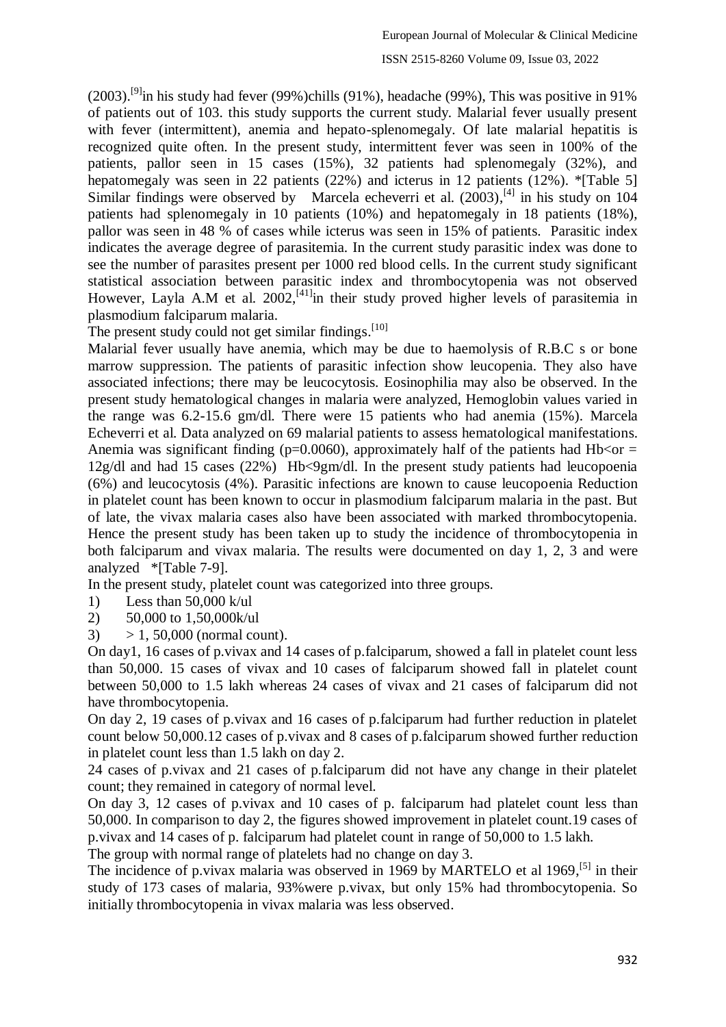(2003).[9]in his study had fever (99%)chills (91%), headache (99%), This was positive in 91% of patients out of 103. this study supports the current study. Malarial fever usually present with fever (intermittent), anemia and hepato-splenomegaly. Of late malarial hepatitis is recognized quite often. In the present study, intermittent fever was seen in 100% of the patients, pallor seen in 15 cases (15%), 32 patients had splenomegaly (32%), and hepatomegaly was seen in 22 patients (22%) and icterus in 12 patients (12%). *[Table 5] Similar findings were observed by Marcela echeverri et al. (2003),[4] in his study on 104 patients had splenomegaly in 10 patients (10%) and hepatomegaly in 18 patients (18%), pallor was seen in 48 % of cases while icterus was seen in 15% of patients. Parasitic index indicates the average degree of parasitemia. In the current study parasitic index was done to see the number of parasites present per 1000 red blood cells. In the current study significant statistical association between parasitic index and thrombocytopenia was not observed However, Layla A.M et al. 2002,[41]in their study proved higher levels of parasitemia in plasmodium falciparum malaria.

The present study could not get similar findings.[10]

Malarial fever usually have anemia, which may be due to haemolysis of R.B.C s or bone marrow suppression. The patients of parasitic infection show leucopenia. They also have associated infections; there may be leucocytosis. Eosinophilia may also be observed. In the present study hematological changes in malaria were analyzed, Hemoglobin values varied in the range was 6.2-15.6 gm/dl. There were 15 patients who had anemia (15%). Marcela Echeverri et al. Data analyzed on 69 malarial patients to assess hematological manifestations. Anemia was significant finding (p=0.0060), approximately half of the patients had Hb<or = 12g/dl and had 15 cases (22%) Hb<9gm/dl. In the present study patients had leucopoenia (6%) and leucocytosis (4%). Parasitic infections are known to cause leucopoenia Reduction in platelet count has been known to occur in plasmodium falciparum malaria in the past. But of late, the vivax malaria cases also have been associated with marked thrombocytopenia. Hence the present study has been taken up to study the incidence of thrombocytopenia in both falciparum and vivax malaria. The results were documented on day 1, 2, 3 and were analyzed *[Table 7-9].

In the present study, platelet count was categorized into three groups.

1) Less than 50,000 k/ul
2) 50,000 to 1,50,000k/ul
3) > 1, 50,000 (normal count).

On day1, 16 cases of p.vivax and 14 cases of p.falciparum, showed a fall in platelet count less than 50,000. 15 cases of vivax and 10 cases of falciparum showed fall in platelet count between 50,000 to 1.5 lakh whereas 24 cases of vivax and 21 cases of falciparum did not have thrombocytopenia.

On day 2, 19 cases of p.vivax and 16 cases of p.falciparum had further reduction in platelet count below 50,000.12 cases of p.vivax and 8 cases of p.falciparum showed further reduction in platelet count less than 1.5 lakh on day 2.

24 cases of p.vivax and 21 cases of p.falciparum did not have any change in their platelet count; they remained in category of normal level.

On day 3, 12 cases of p.vivax and 10 cases of p. falciparum had platelet count less than 50,000. In comparison to day 2, the figures showed improvement in platelet count.19 cases of p.vivax and 14 cases of p. falciparum had platelet count in range of 50,000 to 1.5 lakh.

The group with normal range of platelets had no change on day 3.

The incidence of p.vivax malaria was observed in 1969 by MARTELO et al 1969,[5] in their study of 173 cases of malaria, 93%were p.vivax, but only 15% had thrombocytopenia. So initially thrombocytopenia in vivax malaria was less observed.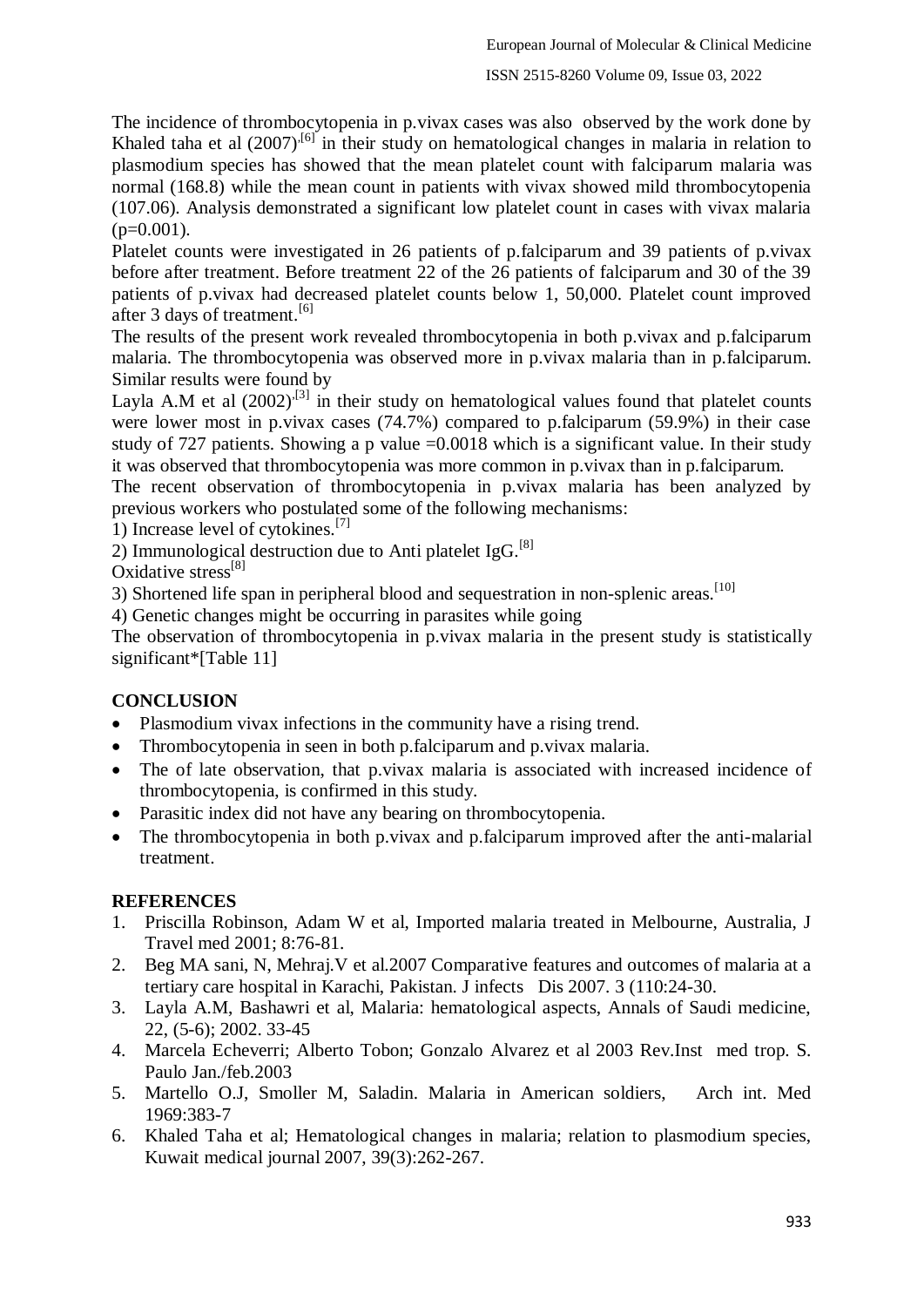The incidence of thrombocytopenia in p.vivax cases was also observed by the work done by Khaled taha et al (2007)[6] in their study on hematological changes in malaria in relation to plasmodium species has showed that the mean platelet count with falciparum malaria was normal (168.8) while the mean count in patients with vivax showed mild thrombocytopenia (107.06). Analysis demonstrated a significant low platelet count in cases with vivax malaria ($p=0.001$).

Platelet counts were investigated in 26 patients of p.falciparum and 39 patients of p.vivax before after treatment. Before treatment 22 of the 26 patients of falciparum and 30 of the 39 patients of p.vivax had decreased platelet counts below 1, 50,000. Platelet count improved after 3 days of treatment.[6]

The results of the present work revealed thrombocytopenia in both p.vivax and p.falciparum malaria. The thrombocytopenia was observed more in p.vivax malaria than in p.falciparum. Similar results were found by

Layla A.M et al (2002)[3] in their study on hematological values found that platelet counts were lower most in p.vivax cases (74.7%) compared to p.falciparum (59.9%) in their case study of 727 patients. Showing a p value $=0.0018$ which is a significant value. In their study it was observed that thrombocytopenia was more common in p.vivax than in p.falciparum.

The recent observation of thrombocytopenia in p.vivax malaria has been analyzed by previous workers who postulated some of the following mechanisms:

1) Increase level of cytokines.[7]

2) Immunological destruction due to Anti platelet IgG.[8]

Oxidative stress[8]

3) Shortened life span in peripheral blood and sequestration in non-splenic areas.[10]

4) Genetic changes might be occurring in parasites while going

The observation of thrombocytopenia in p.vivax malaria in the present study is statistically significant*[Table 11]

## CONCLUSION

- Plasmodium vivax infections in the community have a rising trend.
- Thrombocytopenia in seen in both p.falciparum and p.vivax malaria.
- The of late observation, that p.vivax malaria is associated with increased incidence of thrombocytopenia, is confirmed in this study.
- Parasitic index did not have any bearing on thrombocytopenia.
- The thrombocytopenia in both p.vivax and p.falciparum improved after the anti-malarial treatment.

## REFERENCES

1. Priscilla Robinson, Adam W et al, Imported malaria treated in Melbourne, Australia, J Travel med 2001; 8:76-81.
2. Beg MA sani, N, Mehraj.V et al.2007 Comparative features and outcomes of malaria at a tertiary care hospital in Karachi, Pakistan. J infects Dis 2007. 3 (110:24-30.
3. Layla A.M, Bashawri et al, Malaria: hematological aspects, Annals of Saudi medicine, 22, (5-6); 2002. 33-45
4. Marcela Echeverri; Alberto Tobon; Gonzalo Alvarez et al 2003 Rev.Inst med trop. S. Paulo Jan./feb.2003
5. Martello O.J, Smoller M, Saladin. Malaria in American soldiers, Arch int. Med 1969:383-7
6. Khaled Taha et al; Hematological changes in malaria; relation to plasmodium species, Kuwait medical journal 2007, 39(3):262-267.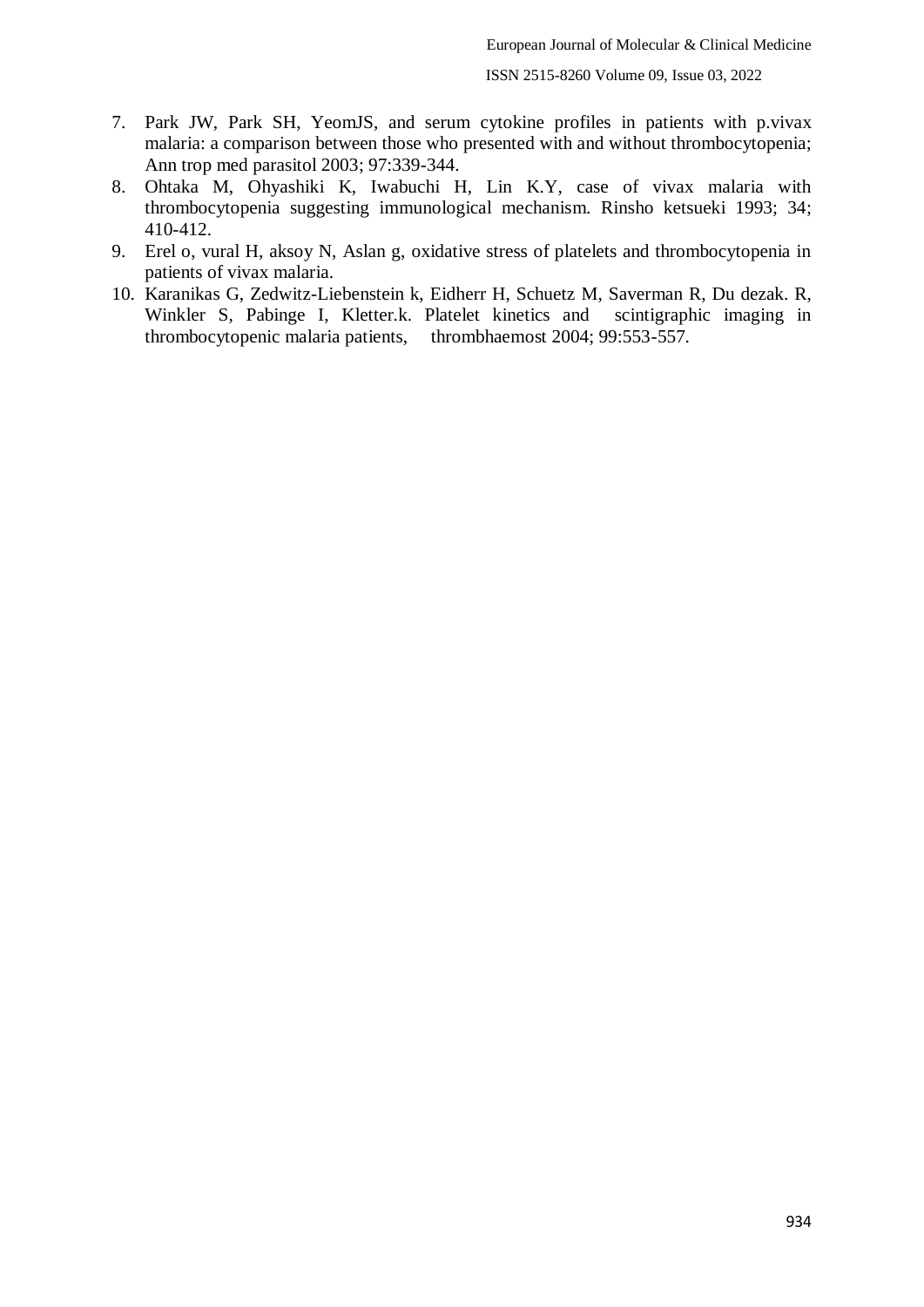7. Park JW, Park SH, YeomJS, and serum cytokine profiles in patients with p.vivax malaria: a comparison between those who presented with and without thrombocytopenia; Ann trop med parasitol 2003; 97:339-344.
8. Ohtaka M, Ohyashiki K, Iwabuchi H, Lin K.Y, case of vivax malaria with thrombocytopenia suggesting immunological mechanism. Rinsho ketsueki 1993; 34; 410-412.
9. Erel o, vural H, aksoy N, Aslan g, oxidative stress of platelets and thrombocytopenia in patients of vivax malaria.
10. Karanikas G, Zedwitz-Liebenstein k, Eidherr H, Schuetz M, Saverman R, Du dezak. R, Winkler S, Pabinge I, Kletter.k. Platelet kinetics and scintigraphic imaging in thrombocytopenic malaria patients, thrombhaemost 2004; 99:553-557.